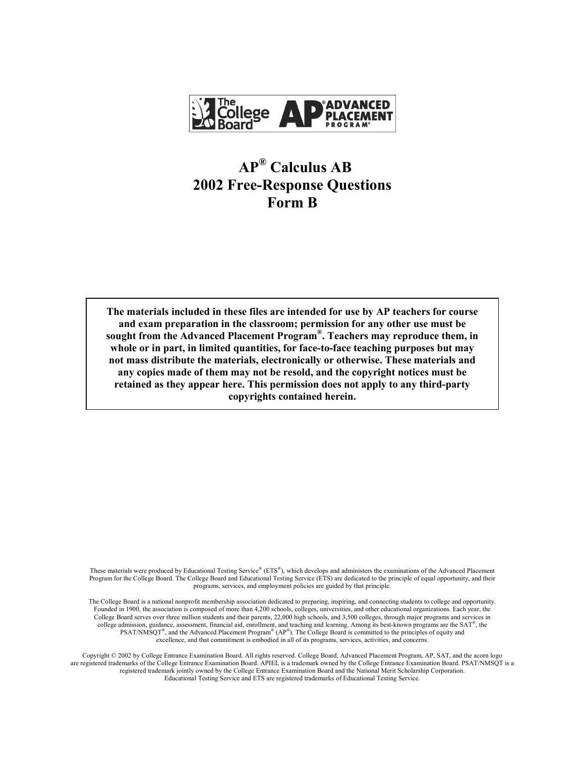# AP® Calculus AB
# 2002 Free-Response Questions
# Form B

**The materials included in these files are intended for use by AP teachers for course and exam preparation in the classroom; permission for any other use must be sought from the Advanced Placement Program®. Teachers may reproduce them, in whole or in part, in limited quantities, for face-to-face teaching purposes but may not mass distribute the materials, electronically or otherwise. These materials and any copies made of them may not be resold, and the copyright notices must be retained as they appear here. This permission does not apply to any third-party copyrights contained herein.**

These materials were produced by Educational Testing Service® (ETS®), which develops and administers the examinations of the Advanced Placement Program for the College Board. The College Board and Educational Testing Service (ETS) are dedicated to the principle of equal opportunity, and their programs, services, and employment policies are guided by that principle.

The College Board is a national nonprofit membership association dedicated to preparing, inspiring, and connecting students to college and opportunity. Founded in 1900, the association is composed of more than 4,200 schools, colleges, universities, and other educational organizations. Each year, the College Board serves over three million students and their parents, 22,000 high schools, and 3,500 colleges, through major programs and services in college admission, guidance, assessment, financial aid, enrollment, and teaching and learning. Among its best-known programs are the SAT®, the PSAT/NMSQT®, and the Advanced Placement Program® (AP®). The College Board is committed to the principles of equity and excellence, and that commitment is embodied in all of its programs, services, activities, and concerns.

Copyright © 2002 by College Entrance Examination Board. All rights reserved. College Board, Advanced Placement Program, AP, SAT, and the acorn logo are registered trademarks of the College Entrance Examination Board. APIEL is a trademark owned by the College Entrance Examination Board. PSAT/NMSQT is a registered trademark jointly owned by the College Entrance Examination Board and the National Merit Scholarship Corporation. Educational Testing Service and ETS are registered trademarks of Educational Testing Service.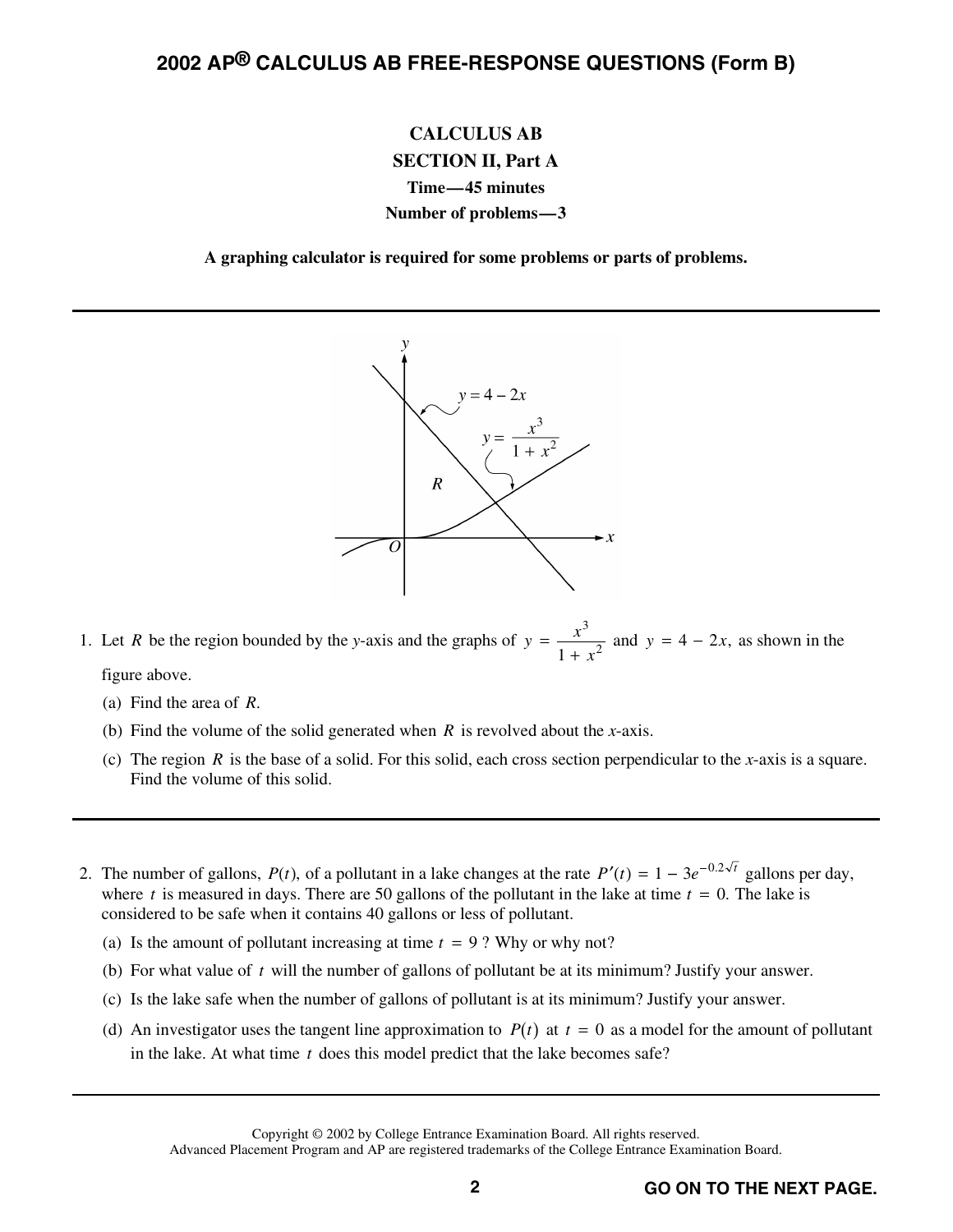# CALCULUS AB

## SECTION II, Part A

**Time—45 minutes**

**Number of problems—3**

**A graphing calculator is required for some problems or parts of problems.**

---

1. Let $R$ be the region bounded by the $y$-axis and the graphs of $y = \dfrac{x^3}{1 + x^2}$ and $y = 4 - 2x$, as shown in the figure above.

   (a) Find the area of $R$.

   (b) Find the volume of the solid generated when $R$ is revolved about the $x$-axis.

   (c) The region $R$ is the base of a solid. For this solid, each cross section perpendicular to the $x$-axis is a square. Find the volume of this solid.

---

2. The number of gallons, $P(t)$, of a pollutant in a lake changes at the rate $P'(t) = 1 - 3e^{-0.2\sqrt{t}}$ gallons per day, where $t$ is measured in days. There are 50 gallons of the pollutant in the lake at time $t = 0$. The lake is considered to be safe when it contains 40 gallons or less of pollutant.

   (a) Is the amount of pollutant increasing at time $t = 9$ ? Why or why not?

   (b) For what value of $t$ will the number of gallons of pollutant be at its minimum? Justify your answer.

   (c) Is the lake safe when the number of gallons of pollutant is at its minimum? Justify your answer.

   (d) An investigator uses the tangent line approximation to $P(t)$ at $t = 0$ as a model for the amount of pollutant in the lake. At what time $t$ does this model predict that the lake becomes safe?

---

Copyright © 2002 by College Entrance Examination Board. All rights reserved.
Advanced Placement Program and AP are registered trademarks of the College Entrance Examination Board.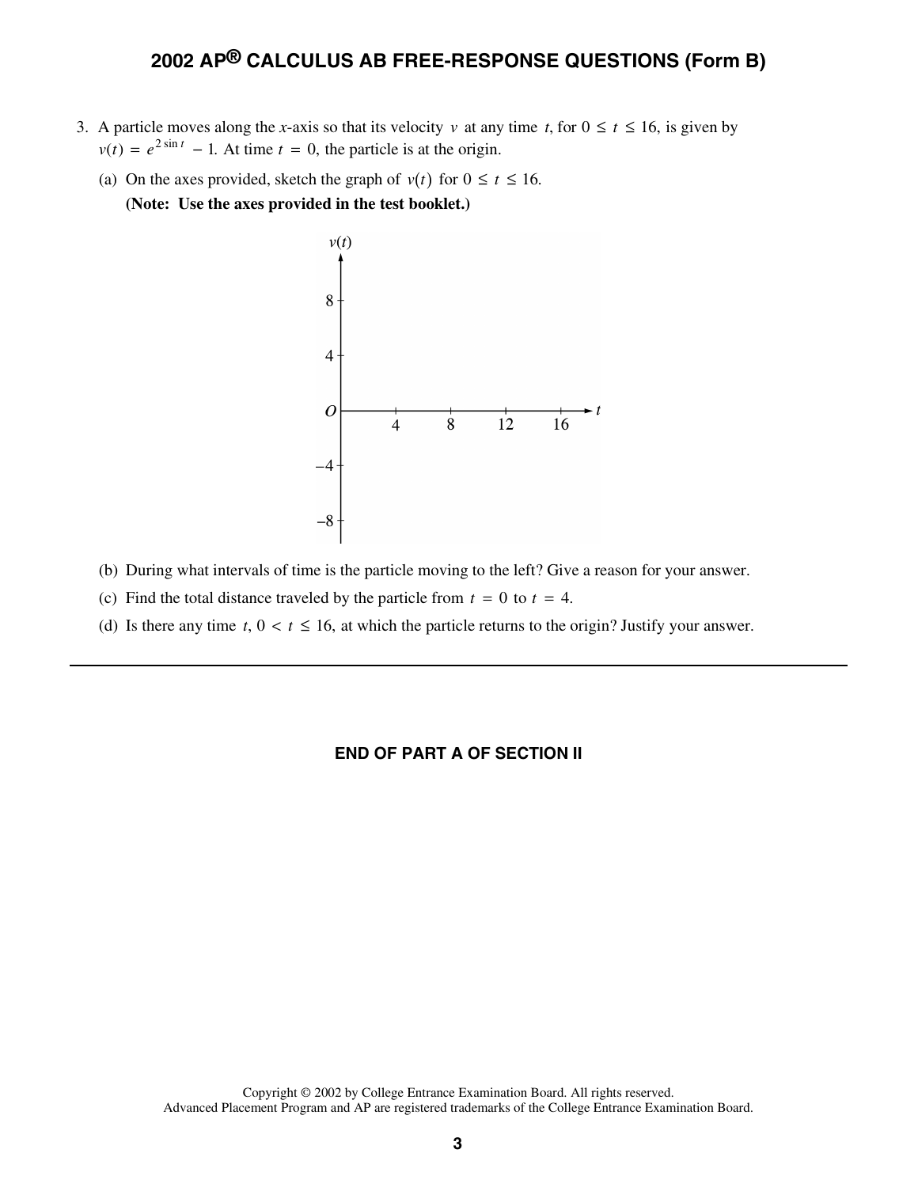3. A particle moves along the $x$-axis so that its velocity $v$ at any time $t$, for $0 \le t \le 16$, is given by $v(t) = e^{2 \sin t} - 1$. At time $t = 0$, the particle is at the origin.

   (a) On the axes provided, sketch the graph of $v(t)$ for $0 \le t \le 16$.
   **(Note: Use the axes provided in the test booklet.)**

   (b) During what intervals of time is the particle moving to the left? Give a reason for your answer.

   (c) Find the total distance traveled by the particle from $t = 0$ to $t = 4$.

   (d) Is there any time $t$, $0 < t \le 16$, at which the particle returns to the origin? Justify your answer.

---

**END OF PART A OF SECTION II**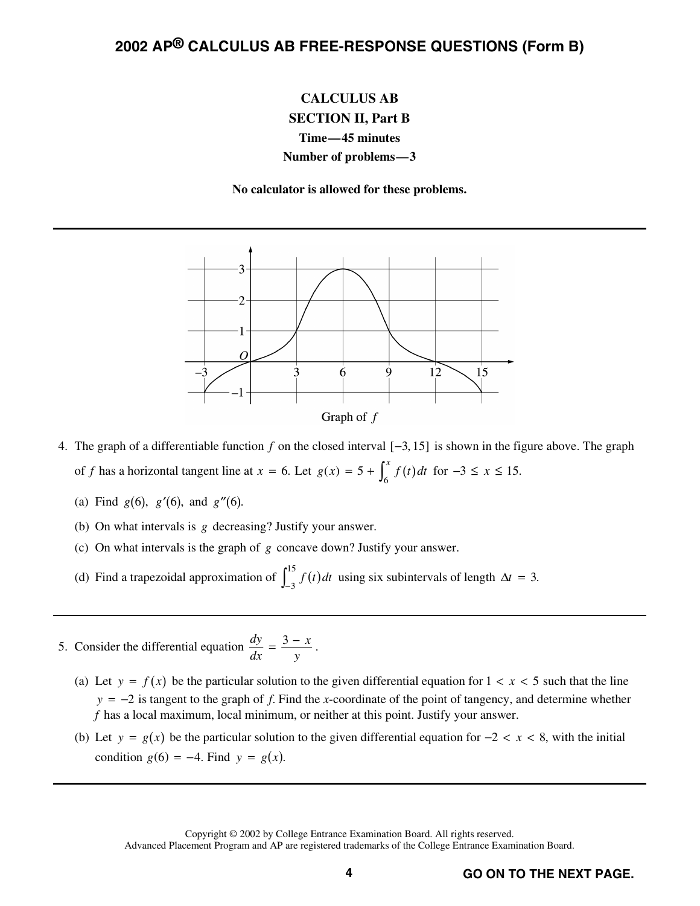## CALCULUS AB
### SECTION II, Part B
**Time—45 minutes**
**Number of problems—3**

**No calculator is allowed for these problems.**

---

Graph of $f$

4. The graph of a differentiable function $f$ on the closed interval $[-3, 15]$ is shown in the figure above. The graph of $f$ has a horizontal tangent line at $x = 6$. Let $g(x) = 5 + \int_6^x f(t)\,dt$ for $-3 \le x \le 15$.

   (a) Find $g(6)$, $g'(6)$, and $g''(6)$.

   (b) On what intervals is $g$ decreasing? Justify your answer.

   (c) On what intervals is the graph of $g$ concave down? Justify your answer.

   (d) Find a trapezoidal approximation of $\int_{-3}^{15} f(t)\,dt$ using six subintervals of length $\Delta t = 3$.

---

5. Consider the differential equation $\dfrac{dy}{dx} = \dfrac{3 - x}{y}$.

   (a) Let $y = f(x)$ be the particular solution to the given differential equation for $1 < x < 5$ such that the line $y = -2$ is tangent to the graph of $f$. Find the $x$-coordinate of the point of tangency, and determine whether $f$ has a local maximum, local minimum, or neither at this point. Justify your answer.

   (b) Let $y = g(x)$ be the particular solution to the given differential equation for $-2 < x < 8$, with the initial condition $g(6) = -4$. Find $y = g(x)$.

---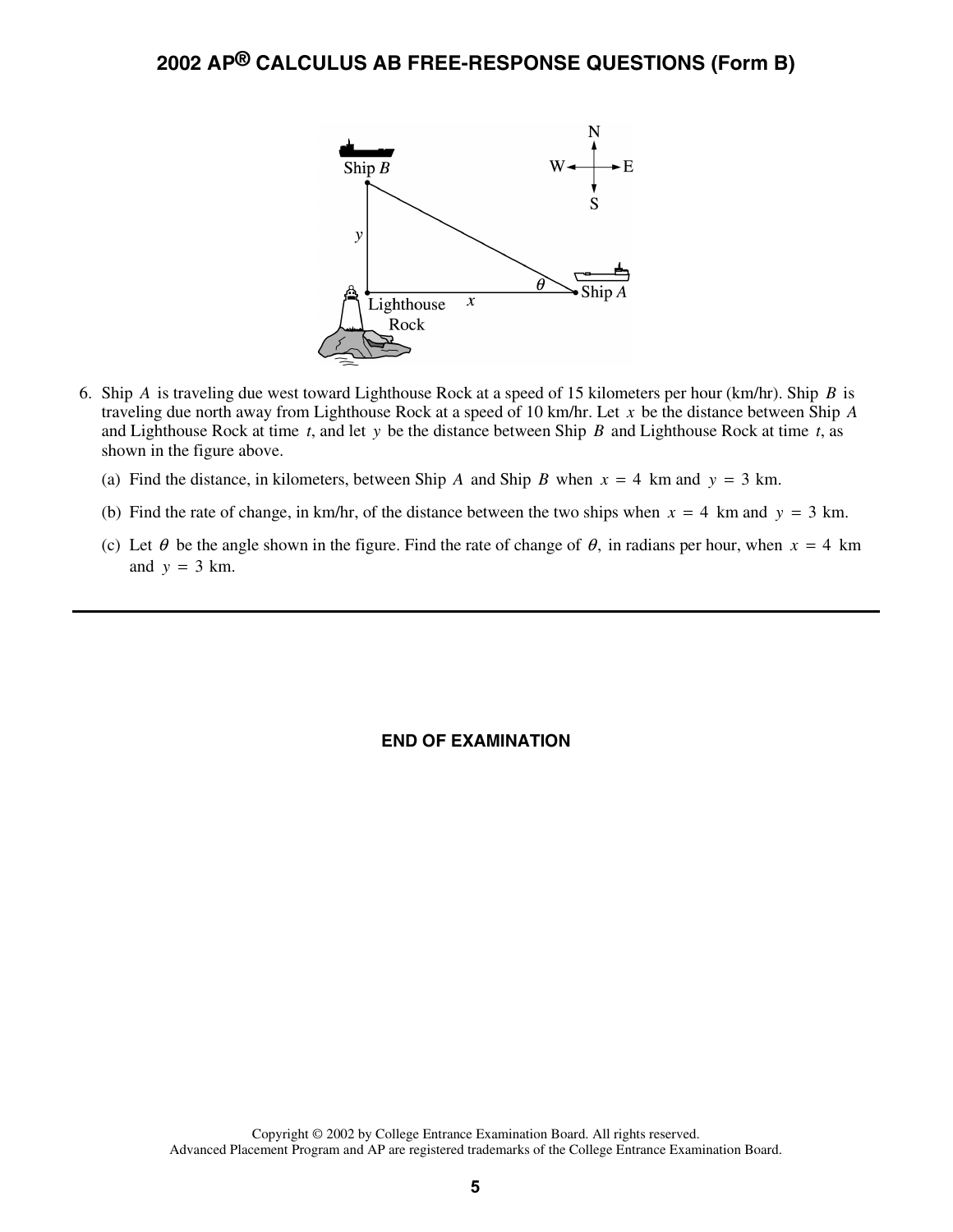Ship $B$

N

W

E

S

$y$

$\theta$

Ship $A$

Lighthouse

Rock

$x$

6. Ship $A$ is traveling due west toward Lighthouse Rock at a speed of 15 kilometers per hour (km/hr). Ship $B$ is traveling due north away from Lighthouse Rock at a speed of 10 km/hr. Let $x$ be the distance between Ship $A$ and Lighthouse Rock at time $t$, and let $y$ be the distance between Ship $B$ and Lighthouse Rock at time $t$, as shown in the figure above.

   (a) Find the distance, in kilometers, between Ship $A$ and Ship $B$ when $x = 4$ km and $y = 3$ km.

   (b) Find the rate of change, in km/hr, of the distance between the two ships when $x = 4$ km and $y = 3$ km.

   (c) Let $\theta$ be the angle shown in the figure. Find the rate of change of $\theta$, in radians per hour, when $x = 4$ km and $y = 3$ km.

---

**END OF EXAMINATION**